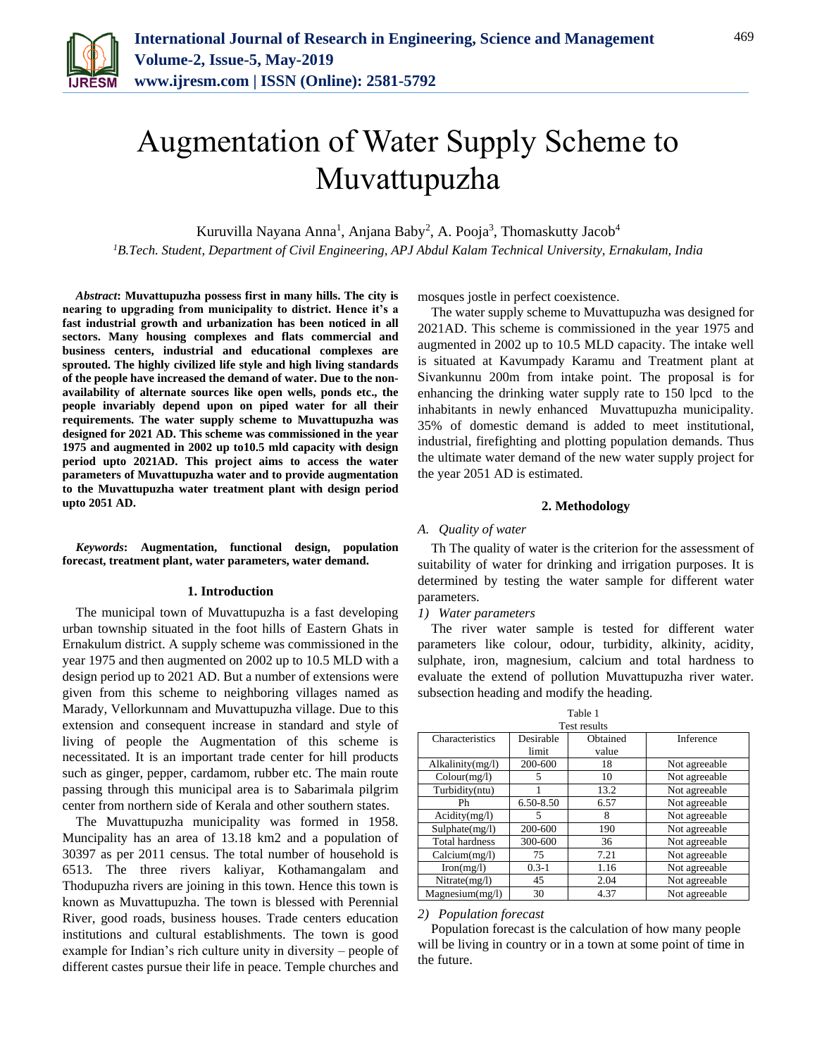# Augmentation of Water Supply Scheme to Muvattupuzha

Kuruvilla Nayana Anna[1], Anjana Baby[2], A. Pooja[3], Thomaskutty Jacob[4]

[1]*B.Tech. Student, Department of Civil Engineering, APJ Abdul Kalam Technical University, Ernakulam, India*

***Abstract*: Muvattupuzha possess first in many hills. The city is nearing to upgrading from municipality to district. Hence it's a fast industrial growth and urbanization has been noticed in all sectors. Many housing complexes and flats commercial and business centers, industrial and educational complexes are sprouted. The highly civilized life style and high living standards of the people have increased the demand of water. Due to the non-availability of alternate sources like open wells, ponds etc., the people invariably depend upon on piped water for all their requirements. The water supply scheme to Muvattupuzha was designed for 2021 AD. This scheme was commissioned in the year 1975 and augmented in 2002 up to10.5 mld capacity with design period upto 2021AD. This project aims to access the water parameters of Muvattupuzha water and to provide augmentation to the Muvattupuzha water treatment plant with design period upto 2051 AD.**

***Keywords*: Augmentation, functional design, population forecast, treatment plant, water parameters, water demand.**

## 1. Introduction

The municipal town of Muvattupuzha is a fast developing urban township situated in the foot hills of Eastern Ghats in Ernakulum district. A supply scheme was commissioned in the year 1975 and then augmented on 2002 up to 10.5 MLD with a design period up to 2021 AD. But a number of extensions were given from this scheme to neighboring villages named as Marady, Vellorkunnam and Muvattupuzha village. Due to this extension and consequent increase in standard and style of living of people the Augmentation of this scheme is necessitated. It is an important trade center for hill products such as ginger, pepper, cardamom, rubber etc. The main route passing through this municipal area is to Sabarimala pilgrim center from northern side of Kerala and other southern states.

The Muvattupuzha municipality was formed in 1958. Muncipality has an area of 13.18 km2 and a population of 30397 as per 2011 census. The total number of household is 6513. The three rivers kaliyar, Kothamangalam and Thodupuzha rivers are joining in this town. Hence this town is known as Muvattupuzha. The town is blessed with Perennial River, good roads, business houses. Trade centers education institutions and cultural establishments. The town is good example for Indian's rich culture unity in diversity – people of different castes pursue their life in peace. Temple churches and mosques jostle in perfect coexistence.

The water supply scheme to Muvattupuzha was designed for 2021AD. This scheme is commissioned in the year 1975 and augmented in 2002 up to 10.5 MLD capacity. The intake well is situated at Kavumpady Karamu and Treatment plant at Sivankunnu 200m from intake point. The proposal is for enhancing the drinking water supply rate to 150 lpcd to the inhabitants in newly enhanced Muvattupuzha municipality. 35% of domestic demand is added to meet institutional, industrial, firefighting and plotting population demands. Thus the ultimate water demand of the new water supply project for the year 2051 AD is estimated.

## 2. Methodology

### *A. Quality of water*

Th The quality of water is the criterion for the assessment of suitability of water for drinking and irrigation purposes. It is determined by testing the water sample for different water parameters.

#### *1) Water parameters*

The river water sample is tested for different water parameters like colour, odour, turbidity, alkinity, acidity, sulphate, iron, magnesium, calcium and total hardness to evaluate the extend of pollution Muvattupuzha river water. subsection heading and modify the heading.

Table 1
Test results

| Characteristics | Desirable limit | Obtained value | Inference |
|---|---|---|---|
| Alkalinity(mg/l) | 200-600 | 18 | Not agreeable |
| Colour(mg/l) | 5 | 10 | Not agreeable |
| Turbidity(ntu) | 1 | 13.2 | Not agreeable |
| Ph | 6.50-8.50 | 6.57 | Not agreeable |
| Acidity(mg/l) | 5 | 8 | Not agreeable |
| Sulphate(mg/l) | 200-600 | 190 | Not agreeable |
| Total hardness | 300-600 | 36 | Not agreeable |
| Calcium(mg/l) | 75 | 7.21 | Not agreeable |
| Iron(mg/l) | 0.3-1 | 1.16 | Not agreeable |
| Nitrate(mg/l) | 45 | 2.04 | Not agreeable |
| Magnesium(mg/l) | 30 | 4.37 | Not agreeable |

#### *2) Population forecast*

Population forecast is the calculation of how many people will be living in country or in a town at some point of time in the future.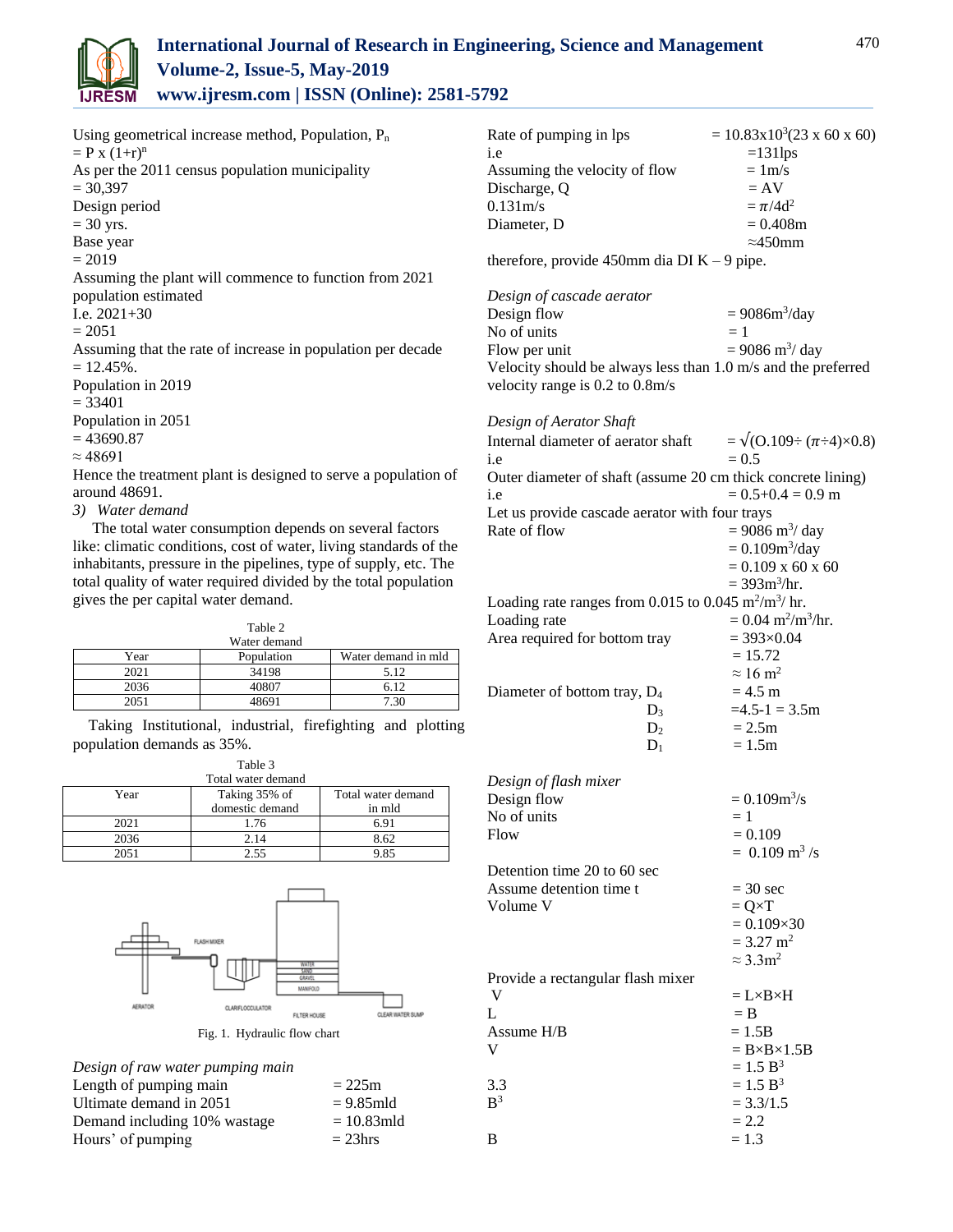Using geometrical increase method, Population, $P_n = P \times (1+r)^n$

As per the 2011 census population municipality = 30,397

Design period = 30 yrs.

Base year = 2019

Assuming the plant will commence to function from 2021 population estimated

I.e. 2021+30 = 2051

Assuming that the rate of increase in population per decade = 12.45%.

Population in 2019 = 33401

Population in 2051 = 43690.87 ≈ 48691

Hence the treatment plant is designed to serve a population of around 48691.

*3) Water demand*

The total water consumption depends on several factors like: climatic conditions, cost of water, living standards of the inhabitants, pressure in the pipelines, type of supply, etc. The total quality of water required divided by the total population gives the per capital water demand.

Table 2
Water demand

| Year | Population | Water demand in mld |
|---|---|---|
| 2021 | 34198 | 5.12 |
| 2036 | 40807 | 6.12 |
| 2051 | 48691 | 7.30 |

Taking Institutional, industrial, firefighting and plotting population demands as 35%.

Table 3
Total water demand

| Year | Taking 35% of domestic demand | Total water demand in mld |
|---|---|---|
| 2021 | 1.76 | 6.91 |
| 2036 | 2.14 | 8.62 |
| 2051 | 2.55 | 9.85 |

Fig. 1. Hydraulic flow chart

*Design of raw water pumping main*

Length of pumping main = 225m

Ultimate demand in 2051 = 9.85mld

Demand including 10% wastage = 10.83mld

Hours' of pumping = 23hrs

Rate of pumping in lps = $10.83 \times 10^3 (23 \times 60 \times 60)$

i.e = 131lps

Assuming the velocity of flow = 1m/s

Discharge, Q = AV

0.131m/s = $\pi/4 d^2$

Diameter, D = 0.408m ≈450mm

therefore, provide 450mm dia DI K – 9 pipe.

*Design of cascade aerator*

Design flow = $9086 m^3/day$

No of units = 1

Flow per unit = $9086\ m^3/\ day$

Velocity should be always less than 1.0 m/s and the preferred velocity range is 0.2 to 0.8m/s

*Design of Aerator Shaft*

Internal diameter of aerator shaft = $\sqrt{(O.109 \div (\pi \div 4) \times 0.8)}$

i.e = 0.5

Outer diameter of shaft (assume 20 cm thick concrete lining)

i.e = 0.5+0.4 = 0.9 m

Let us provide cascade aerator with four trays

Rate of flow = $9086\ m^3/\ day$
= $0.109 m^3/day$
= 0.109 x 60 x 60
= $393 m^3/hr.$

Loading rate ranges from 0.015 to 0.045 $m^2/m^3/\ hr.$

Loading rate = $0.04\ m^2/m^3/hr.$

Area required for bottom tray = 393×0.04
= 15.72
≈ $16\ m^2$

Diameter of bottom tray, $D_4$ = 4.5 m

$D_3$ = 4.5-1 = 3.5m

$D_2$ = 2.5m

$D_1$ = 1.5m

*Design of flash mixer*

Design flow = $0.109 m^3/s$

No of units = 1

Flow = 0.109
= $0.109\ m^3\ /s$

Detention time 20 to 60 sec

Assume detention time t = 30 sec

Volume V = Q×T
= 0.109×30
= $3.27\ m^2$
≈ $3.3 m^2$

Provide a rectangular flash mixer

V = L×B×H

L = B

Assume H/B = 1.5B

V = B×B×1.5B
= $1.5\ B^3$

3.3 = $1.5\ B^3$

$B^3$ = 3.3/1.5
= 2.2

B = 1.3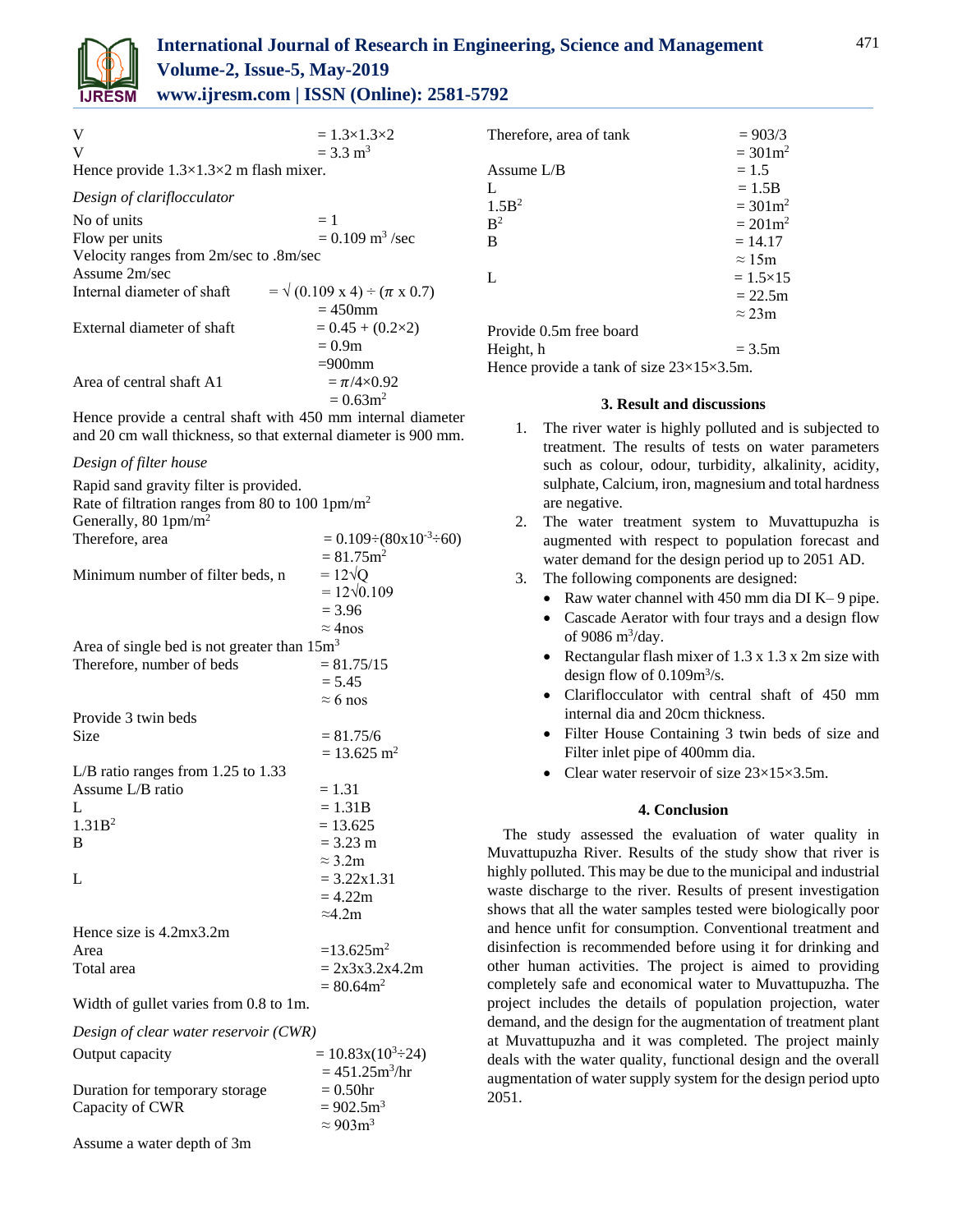V = $1.3\times1.3\times2$

V = $3.3\ m^3$

Hence provide $1.3\times1.3\times2$ m flash mixer.

*Design of clariflocculator*

No of units = 1

Flow per units = $0.109\ m^3$ /sec

Velocity ranges from 2m/sec to .8m/sec

Assume 2m/sec

Internal diameter of shaft = $\sqrt{(0.109 \times 4) \div (\pi \times 0.7)}$

= 450mm

External diameter of shaft = $0.45 + (0.2\times2)$

= 0.9m

=900mm

Area of central shaft A1 = $\pi/4\times0.92$

= $0.63m^2$

Hence provide a central shaft with 450 mm internal diameter and 20 cm wall thickness, so that external diameter is 900 mm.

*Design of filter house*

Rapid sand gravity filter is provided.

Rate of filtration ranges from 80 to 100 $1pm/m^2$

Generally, 80 $1pm/m^2$

Therefore, area = $0.109\div(80\times10^{-3}\div60)$

= $81.75m^2$

Minimum number of filter beds, n = $12\sqrt{Q}$

= $12\sqrt{0.109}$

= 3.96

≈ 4nos

Area of single bed is not greater than $15m^3$

Therefore, number of beds = 81.75/15

= 5.45

≈ 6 nos

Provide 3 twin beds

Size = 81.75/6

= $13.625\ m^2$

L/B ratio ranges from 1.25 to 1.33

Assume L/B ratio = 1.31

L = 1.31B

$1.31B^2$ = 13.625

B = 3.23 m

≈ 3.2m

L = 3.22x1.31

= 4.22m

≈4.2m

Hence size is 4.2mx3.2m

Area = $13.625m^2$

Total area = 2x3x3.2x4.2m

= $80.64m^2$

Width of gullet varies from 0.8 to 1m.

*Design of clear water reservoir (CWR)*

Output capacity = $10.83\times(10^3\div24)$

= $451.25m^3/hr$

Duration for temporary storage = 0.50hr

Capacity of CWR = $902.5m^3$

≈ $903m^3$

Assume a water depth of 3m

Therefore, area of tank = 903/3

= $301m^2$

Assume L/B = 1.5

L = 1.5B

$1.5B^2$ = $301m^2$

$B^2$ = $201m^2$

B = 14.17

≈ 15m

L = $1.5\times15$

= 22.5m

≈ 23m

Provide 0.5m free board

Height, h = 3.5m

Hence provide a tank of size $23\times15\times3.5$m.

## 3. Result and discussions

1. The river water is highly polluted and is subjected to treatment. The results of tests on water parameters such as colour, odour, turbidity, alkalinity, acidity, sulphate, Calcium, iron, magnesium and total hardness are negative.
2. The water treatment system to Muvattupuzha is augmented with respect to population forecast and water demand for the design period up to 2051 AD.
3. The following components are designed:
   - Raw water channel with 450 mm dia DI K– 9 pipe.
   - Cascade Aerator with four trays and a design flow of 9086 $m^3$/day.
   - Rectangular flash mixer of 1.3 x 1.3 x 2m size with design flow of $0.109m^3/s$.
   - Clariflocculator with central shaft of 450 mm internal dia and 20cm thickness.
   - Filter House Containing 3 twin beds of size and Filter inlet pipe of 400mm dia.
   - Clear water reservoir of size $23\times15\times3.5$m.

## 4. Conclusion

The study assessed the evaluation of water quality in Muvattupuzha River. Results of the study show that river is highly polluted. This may be due to the municipal and industrial waste discharge to the river. Results of present investigation shows that all the water samples tested were biologically poor and hence unfit for consumption. Conventional treatment and disinfection is recommended before using it for drinking and other human activities. The project is aimed to providing completely safe and economical water to Muvattupuzha. The project includes the details of population projection, water demand, and the design for the augmentation of treatment plant at Muvattupuzha and it was completed. The project mainly deals with the water quality, functional design and the overall augmentation of water supply system for the design period upto 2051.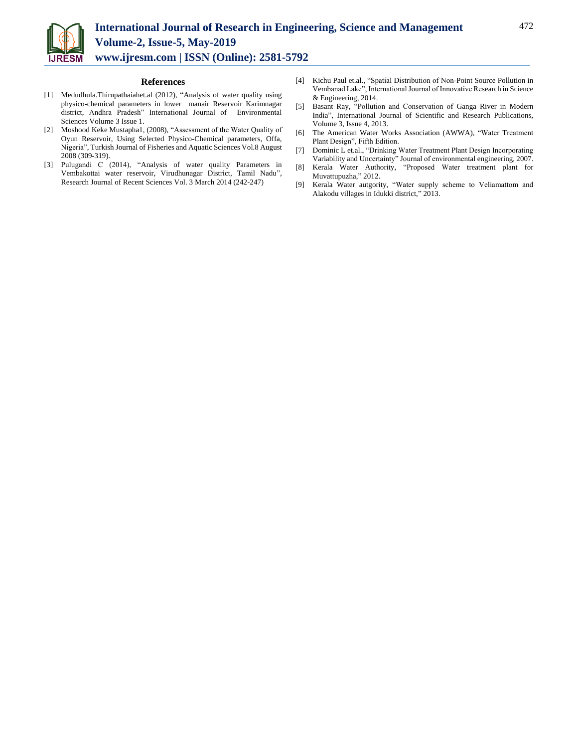## References

[1] Medudhula.Thirupathaiahet.al (2012), "Analysis of water quality using physico-chemical parameters in lower manair Reservoir Karimnagar district, Andhra Pradesh" International Journal of Environmental Sciences Volume 3 Issue 1.

[2] Moshood Keke Mustapha1, (2008), "Assessment of the Water Quality of Oyun Reservoir, Using Selected Physico-Chemical parameters, Offa, Nigeria", Turkish Journal of Fisheries and Aquatic Sciences Vol.8 August 2008 (309-319).

[3] Pulugandi C (2014), "Analysis of water quality Parameters in Vembakottai water reservoir, Virudhunagar District, Tamil Nadu", Research Journal of Recent Sciences Vol. 3 March 2014 (242-247)

[4] Kichu Paul et.al., "Spatial Distribution of Non-Point Source Pollution in Vembanad Lake", International Journal of Innovative Research in Science & Engineering, 2014.

[5] Basant Ray, "Pollution and Conservation of Ganga River in Modern India", International Journal of Scientific and Research Publications, Volume 3, Issue 4, 2013.

[6] The American Water Works Association (AWWA), "Water Treatment Plant Design", Fifth Edition.

[7] Dominic L et.al., "Drinking Water Treatment Plant Design Incorporating Variability and Uncertainty" Journal of environmental engineering, 2007.

[8] Kerala Water Authority, "Proposed Water treatment plant for Muvattupuzha," 2012.

[9] Kerala Water autgority, "Water supply scheme to Veliamattom and Alakodu villages in Idukki district," 2013.